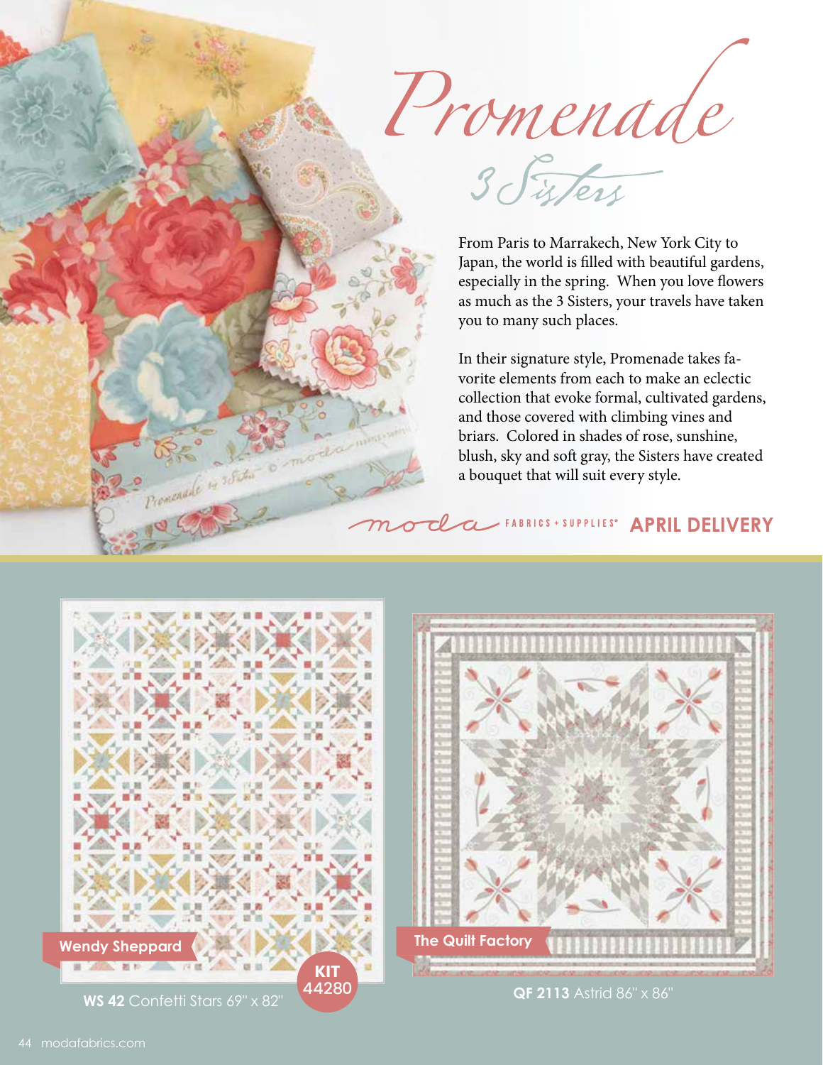# Promenade

## 3 Sisters

From Paris to Marrakech, New York City to Japan, the world is filled with beautiful gardens, especially in the spring. When you love flowers as much as the 3 Sisters, your travels have taken you to many such places.

In their signature style, Promenade takes favorite elements from each to make an eclectic collection that evoke formal, cultivated gardens, and those covered with climbing vines and briars. Colored in shades of rose, sunshine, blush, sky and soft gray, the Sisters have created a bouquet that will suit every style.

moda FABRICS + SUPPLIES® **APRIL DELIVERY**

Wendy Sheppard

**WS 42** Confetti Stars 69" x 82"

**KIT 44280**

The Quilt Factory

**QF 2113** Astrid 86" x 86"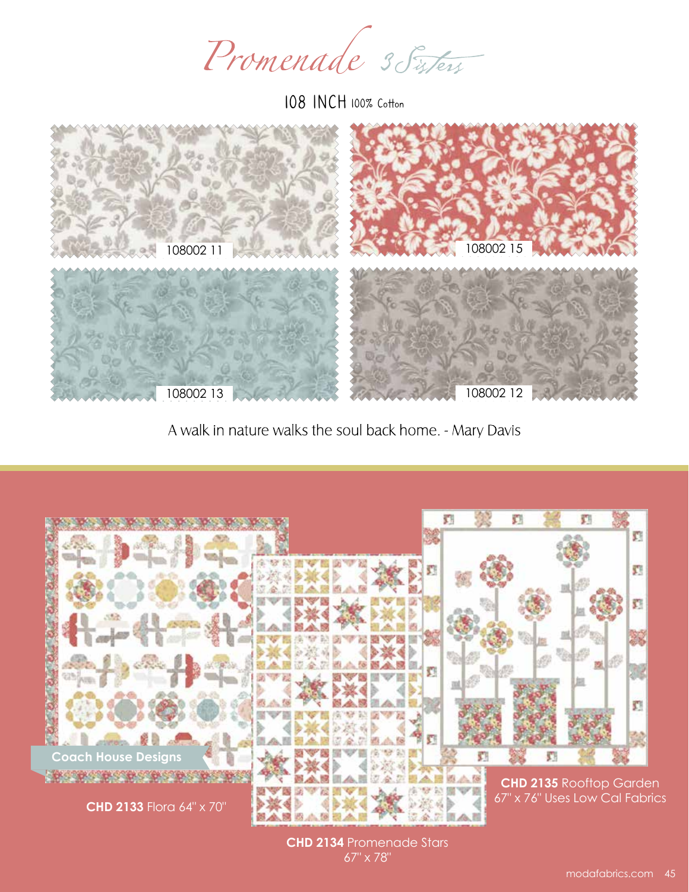# Promenade 3 Sisters

108 INCH 100% Cotton

108002 11

108002 15

108002 13

108002 12

A walk in nature walks the soul back home. - Mary Davis

Coach House Designs

**CHD 2133** Flora 64" x 70"

**CHD 2134** Promenade Stars 67" x 78"

**CHD 2135** Rooftop Garden 67" x 76" Uses Low Cal Fabrics

modafabrics.com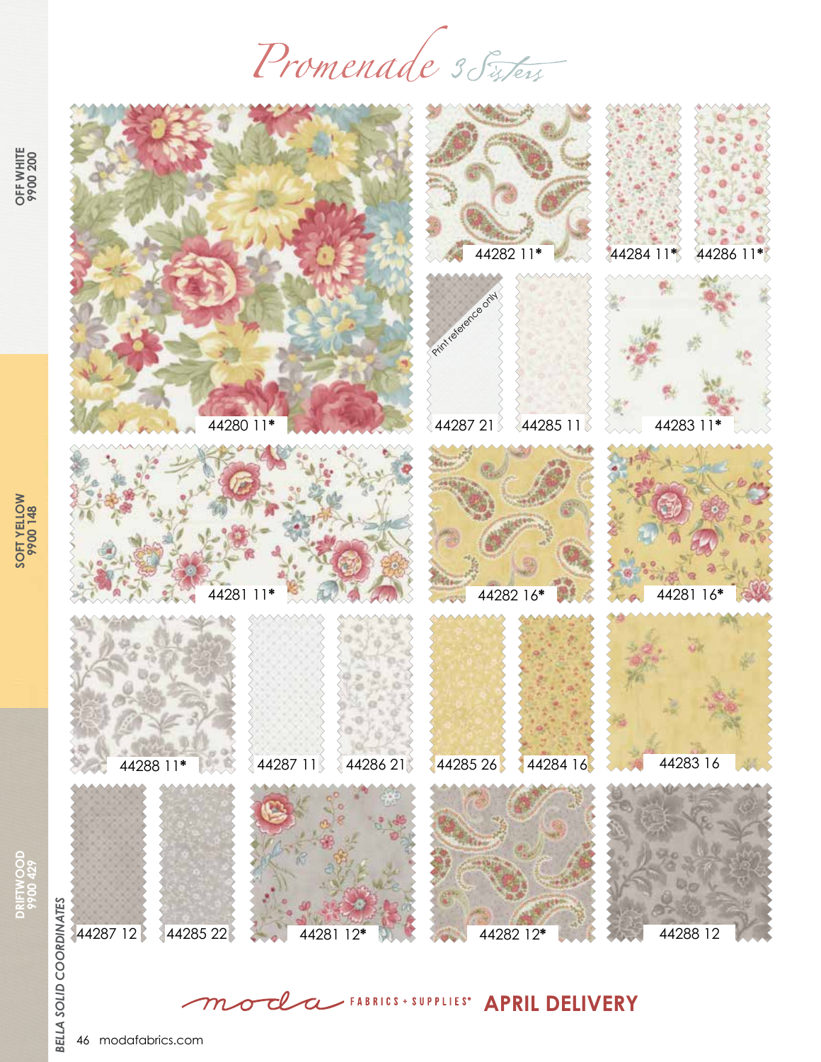# Promenade 3 Sisters

OFF WHITE 9900 200

SOFT YELLOW 9900 148

DRIFTWOOD 9900 429

BELLA SOLID COORDINATES

44280 11*

44282 11*

44284 11*

44286 11*

Print reference only

44287 21

44285 11

44283 11*

44281 11*

44282 16*

44281 16*

44288 11*

44287 11

44286 21

44285 26

44284 16

44283 16

44287 12

44285 22

44281 12*

44282 12*

44288 12

moda FABRICS + SUPPLIES® **APRIL DELIVERY**

modafabrics.com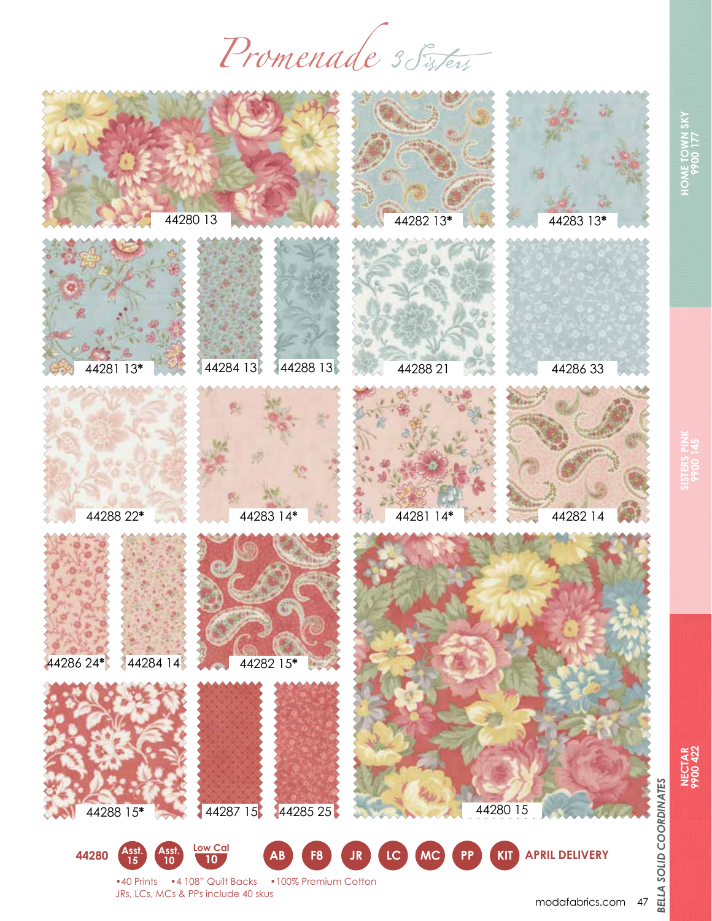# Promenade 3 Sisters

44280 13

44282 13*

44283 13*

44281 13*

44284 13

44288 13

44288 21

44286 33

44288 22*

44283 14*

44281 14*

44282 14

44286 24*

44284 14

44282 15*

44288 15*

44287 15

44285 25

44280 15

**44280** Asst. 15 Asst. 10 Low Cal 10 AB F8 JR LC MC PP KIT **APRIL DELIVERY**

•40 Prints •4 108" Quilt Backs •100% Premium Cotton

JRs, LCs, MCs & PPs include 40 skus

*BELLA SOLID COORDINATES*

HOME TOWN SKY 9900 177

SISTERS PINK 9900 145

NECTAR 9900 422

modafabrics.com